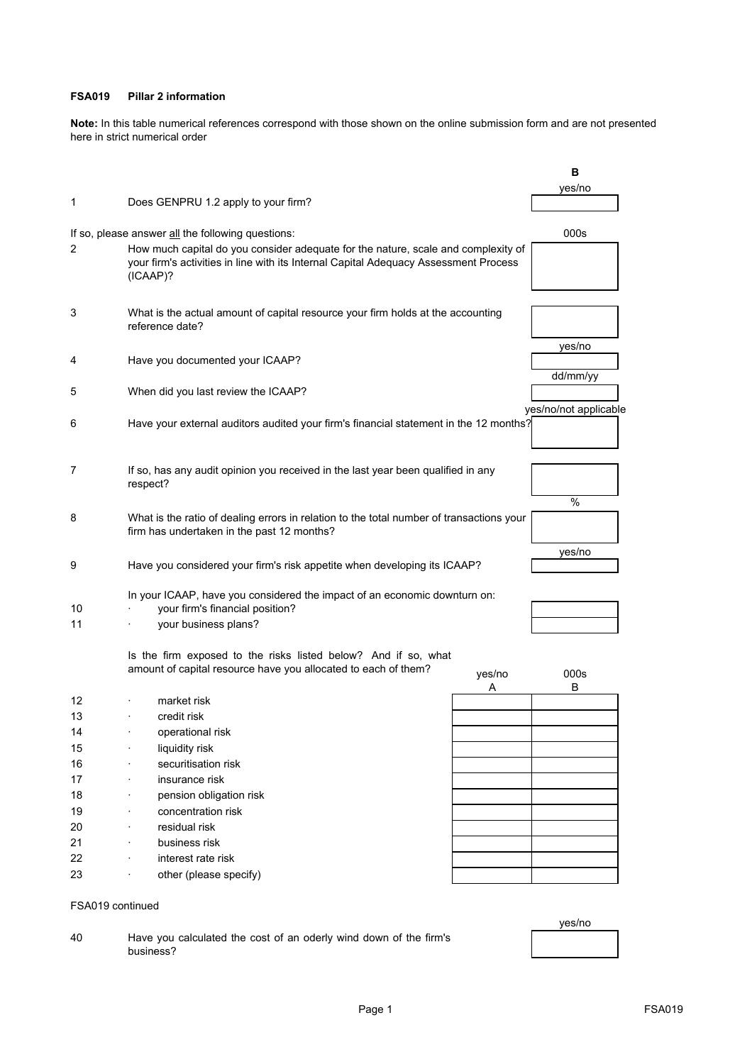**FSA019 Pillar 2 information**

**Note:** In this table numerical references correspond with those shown on the online submission form and are not presented here in strict numerical order

| | | B |
|---|---|---|
| | | yes/no |
| 1 | Does GENPRU 1.2 apply to your firm? | |
| | If so, please answer all the following questions: | 000s |
| 2 | How much capital do you consider adequate for the nature, scale and complexity of your firm's activities in line with its Internal Capital Adequacy Assessment Process (ICAAP)? | |
| 3 | What is the actual amount of capital resource your firm holds at the accounting reference date? | |
| | | yes/no |
| 4 | Have you documented your ICAAP? | |
| | | dd/mm/yy |
| 5 | When did you last review the ICAAP? | |
| | | yes/no/not applicable |
| 6 | Have your external auditors audited your firm's financial statement in the 12 months? | |
| 7 | If so, has any audit opinion you received in the last year been qualified in any respect? | |
| | | % |
| 8 | What is the ratio of dealing errors in relation to the total number of transactions your firm has undertaken in the past 12 months? | |
| | | yes/no |
| 9 | Have you considered your firm's risk appetite when developing its ICAAP? | |
| | In your ICAAP, have you considered the impact of an economic downturn on: | |
| 10 | · your firm's financial position? | |
| 11 | · your business plans? | |

Is the firm exposed to the risks listed below? And if so, what amount of capital resource have you allocated to each of them?

| | | yes/no<br>A | 000s<br>B |
|---|---|---|---|
| 12 | · market risk | | |
| 13 | · credit risk | | |
| 14 | · operational risk | | |
| 15 | · liquidity risk | | |
| 16 | · securitisation risk | | |
| 17 | · insurance risk | | |
| 18 | · pension obligation risk | | |
| 19 | · concentration risk | | |
| 20 | · residual risk | | |
| 21 | · business risk | | |
| 22 | · interest rate risk | | |
| 23 | · other (please specify) | | |

FSA019 continued

| | | yes/no |
|---|---|---|
| 40 | Have you calculated the cost of an oderly wind down of the firm's business? | |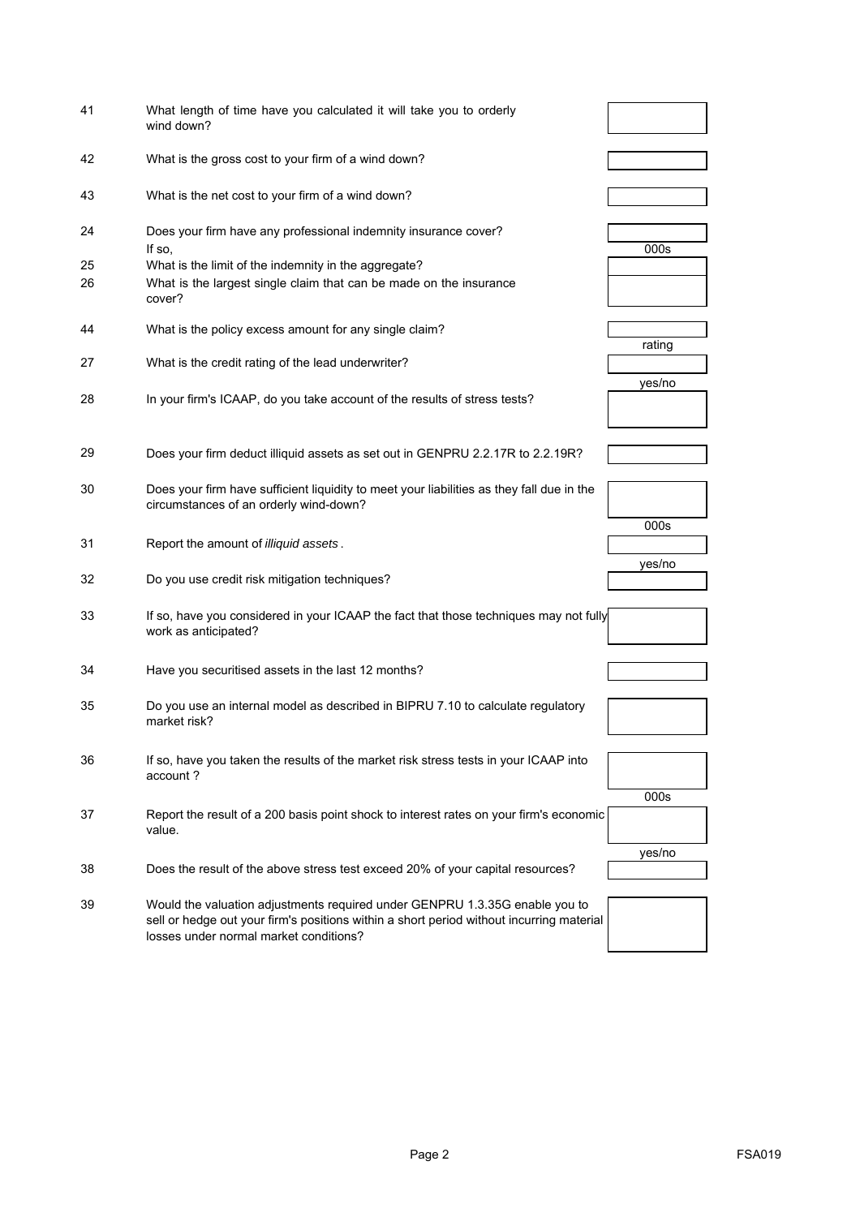| | | |
|---|---|---|
| 41 | What length of time have you calculated it will take you to orderly wind down? | |
| 42 | What is the gross cost to your firm of a wind down? | |
| 43 | What is the net cost to your firm of a wind down? | |
| 24 | Does your firm have any professional indemnity insurance cover? | |
| | If so, | 000s |
| 25 | What is the limit of the indemnity in the aggregate? | |
| 26 | What is the largest single claim that can be made on the insurance cover? | |
| 44 | What is the policy excess amount for any single claim? | |
| | | rating |
| 27 | What is the credit rating of the lead underwriter? | |
| | | yes/no |
| 28 | In your firm's ICAAP, do you take account of the results of stress tests? | |
| 29 | Does your firm deduct illiquid assets as set out in GENPRU 2.2.17R to 2.2.19R? | |
| 30 | Does your firm have sufficient liquidity to meet your liabilities as they fall due in the circumstances of an orderly wind-down? | |
| | | 000s |
| 31 | Report the amount of *illiquid assets*. | |
| | | yes/no |
| 32 | Do you use credit risk mitigation techniques? | |
| 33 | If so, have you considered in your ICAAP the fact that those techniques may not fully work as anticipated? | |
| 34 | Have you securitised assets in the last 12 months? | |
| 35 | Do you use an internal model as described in BIPRU 7.10 to calculate regulatory market risk? | |
| 36 | If so, have you taken the results of the market risk stress tests in your ICAAP into account ? | |
| | | 000s |
| 37 | Report the result of a 200 basis point shock to interest rates on your firm's economic value. | |
| | | yes/no |
| 38 | Does the result of the above stress test exceed 20% of your capital resources? | |
| 39 | Would the valuation adjustments required under GENPRU 1.3.35G enable you to sell or hedge out your firm's positions within a short period without incurring material losses under normal market conditions? | |

FSA019